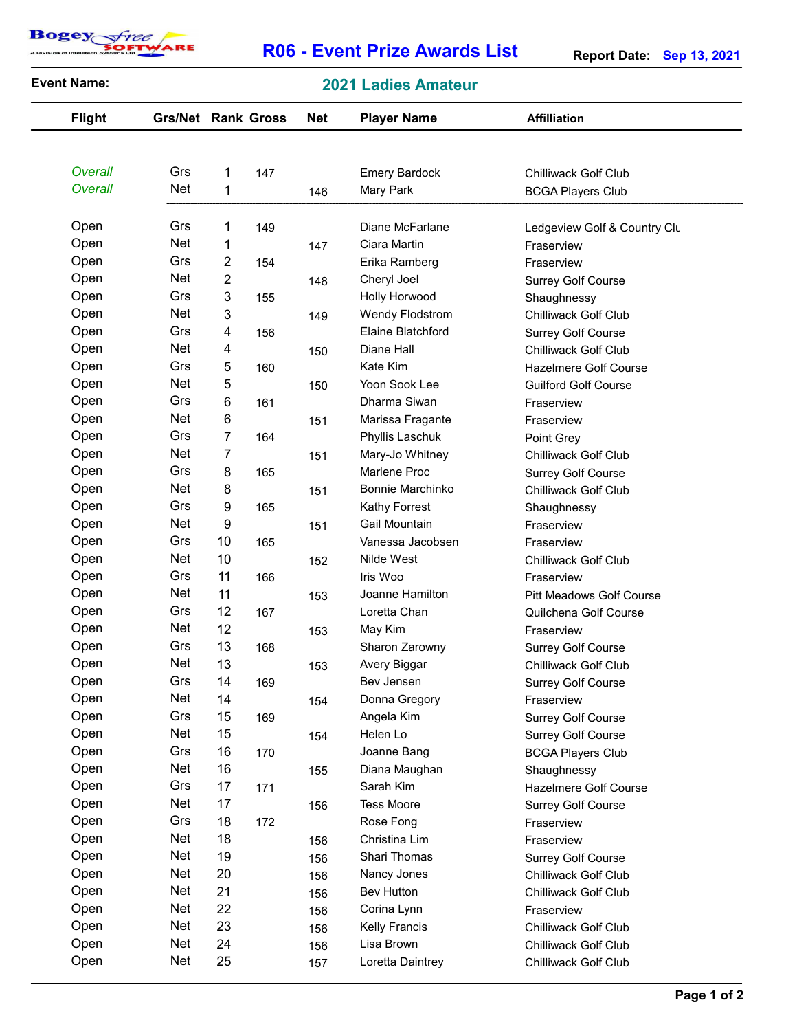Bogey free SOFTWARE
A Division of Intelatech Systems Ltd

# R06 - Event Prize Awards List

**Report Date:** Sep 13, 2021

**Event Name:** 2021 Ladies Amateur

| Flight | Grs/Net | Rank | Gross | Net | Player Name | Affilliation |
|---|---|---|---|---|---|---|
| *Overall* | Grs | 1 | 147 | | Emery Bardock | Chilliwack Golf Club |
| *Overall* | Net | 1 | | 146 | Mary Park | BCGA Players Club |
| Open | Grs | 1 | 149 | | Diane McFarlane | Ledgeview Golf & Country Clu |
| Open | Net | 1 | | 147 | Ciara Martin | Fraserview |
| Open | Grs | 2 | 154 | | Erika Ramberg | Fraserview |
| Open | Net | 2 | | 148 | Cheryl Joel | Surrey Golf Course |
| Open | Grs | 3 | 155 | | Holly Horwood | Shaughnessy |
| Open | Net | 3 | | 149 | Wendy Flodstrom | Chilliwack Golf Club |
| Open | Grs | 4 | 156 | | Elaine Blatchford | Surrey Golf Course |
| Open | Net | 4 | | 150 | Diane Hall | Chilliwack Golf Club |
| Open | Grs | 5 | 160 | | Kate Kim | Hazelmere Golf Course |
| Open | Net | 5 | | 150 | Yoon Sook Lee | Guilford Golf Course |
| Open | Grs | 6 | 161 | | Dharma Siwan | Fraserview |
| Open | Net | 6 | | 151 | Marissa Fragante | Fraserview |
| Open | Grs | 7 | 164 | | Phyllis Laschuk | Point Grey |
| Open | Net | 7 | | 151 | Mary-Jo Whitney | Chilliwack Golf Club |
| Open | Grs | 8 | 165 | | Marlene Proc | Surrey Golf Course |
| Open | Net | 8 | | 151 | Bonnie Marchinko | Chilliwack Golf Club |
| Open | Grs | 9 | 165 | | Kathy Forrest | Shaughnessy |
| Open | Net | 9 | | 151 | Gail Mountain | Fraserview |
| Open | Grs | 10 | 165 | | Vanessa Jacobsen | Fraserview |
| Open | Net | 10 | | 152 | Nilde West | Chilliwack Golf Club |
| Open | Grs | 11 | 166 | | Iris Woo | Fraserview |
| Open | Net | 11 | | 153 | Joanne Hamilton | Pitt Meadows Golf Course |
| Open | Grs | 12 | 167 | | Loretta Chan | Quilchena Golf Course |
| Open | Net | 12 | | 153 | May Kim | Fraserview |
| Open | Grs | 13 | 168 | | Sharon Zarowny | Surrey Golf Course |
| Open | Net | 13 | | 153 | Avery Biggar | Chilliwack Golf Club |
| Open | Grs | 14 | 169 | | Bev Jensen | Surrey Golf Course |
| Open | Net | 14 | | 154 | Donna Gregory | Fraserview |
| Open | Grs | 15 | 169 | | Angela Kim | Surrey Golf Course |
| Open | Net | 15 | | 154 | Helen Lo | Surrey Golf Course |
| Open | Grs | 16 | 170 | | Joanne Bang | BCGA Players Club |
| Open | Net | 16 | | 155 | Diana Maughan | Shaughnessy |
| Open | Grs | 17 | 171 | | Sarah Kim | Hazelmere Golf Course |
| Open | Net | 17 | | 156 | Tess Moore | Surrey Golf Course |
| Open | Grs | 18 | 172 | | Rose Fong | Fraserview |
| Open | Net | 18 | | 156 | Christina Lim | Fraserview |
| Open | Net | 19 | | 156 | Shari Thomas | Surrey Golf Course |
| Open | Net | 20 | | 156 | Nancy Jones | Chilliwack Golf Club |
| Open | Net | 21 | | 156 | Bev Hutton | Chilliwack Golf Club |
| Open | Net | 22 | | 156 | Corina Lynn | Fraserview |
| Open | Net | 23 | | 156 | Kelly Francis | Chilliwack Golf Club |
| Open | Net | 24 | | 156 | Lisa Brown | Chilliwack Golf Club |
| Open | Net | 25 | | 157 | Loretta Daintrey | Chilliwack Golf Club |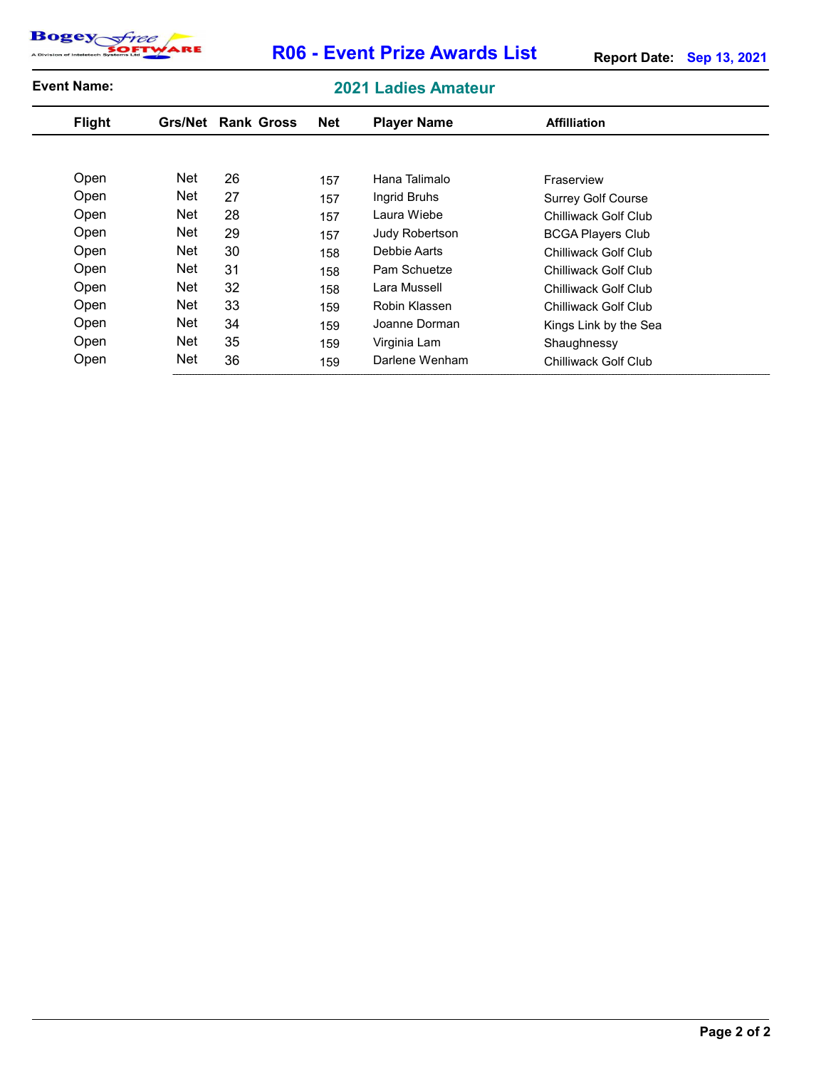# R06 - Event Prize Awards List

**Report Date:** Sep 13, 2021

**Event Name:** 2021 Ladies Amateur

| Flight | Grs/Net | Rank | Gross | Net | Player Name | Affilliation |
|---|---|---|---|---|---|---|
| Open | Net | 26 | | 157 | Hana Talimalo | Fraserview |
| Open | Net | 27 | | 157 | Ingrid Bruhs | Surrey Golf Course |
| Open | Net | 28 | | 157 | Laura Wiebe | Chilliwack Golf Club |
| Open | Net | 29 | | 157 | Judy Robertson | BCGA Players Club |
| Open | Net | 30 | | 158 | Debbie Aarts | Chilliwack Golf Club |
| Open | Net | 31 | | 158 | Pam Schuetze | Chilliwack Golf Club |
| Open | Net | 32 | | 158 | Lara Mussell | Chilliwack Golf Club |
| Open | Net | 33 | | 159 | Robin Klassen | Chilliwack Golf Club |
| Open | Net | 34 | | 159 | Joanne Dorman | Kings Link by the Sea |
| Open | Net | 35 | | 159 | Virginia Lam | Shaughnessy |
| Open | Net | 36 | | 159 | Darlene Wenham | Chilliwack Golf Club |